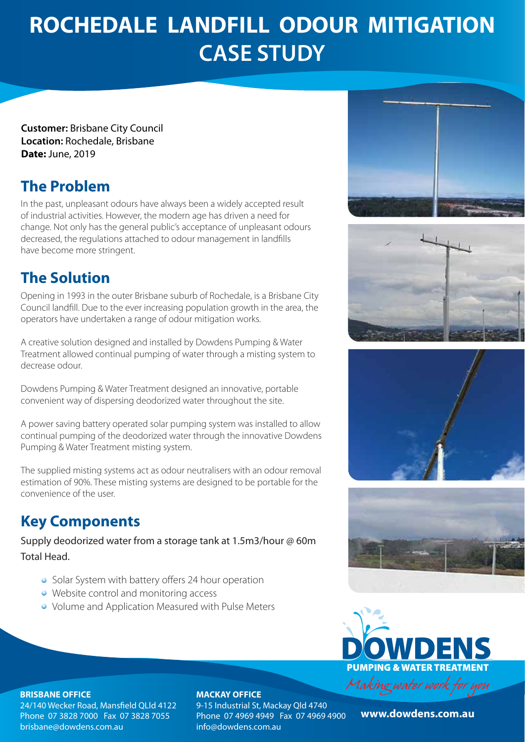# ROCHEDALE LANDFILL ODOUR MITIGATION CASE STUDY

**Customer:** Brisbane City Council
**Location:** Rochedale, Brisbane
**Date:** June, 2019

## The Problem

In the past, unpleasant odours have always been a widely accepted result of industrial activities. However, the modern age has driven a need for change. Not only has the general public's acceptance of unpleasant odours decreased, the regulations attached to odour management in landfills have become more stringent.

## The Solution

Opening in 1993 in the outer Brisbane suburb of Rochedale, is a Brisbane City Council landfill. Due to the ever increasing population growth in the area, the operators have undertaken a range of odour mitigation works.

A creative solution designed and installed by Dowdens Pumping & Water Treatment allowed continual pumping of water through a misting system to decrease odour.

Dowdens Pumping & Water Treatment designed an innovative, portable convenient way of dispersing deodorized water throughout the site.

A power saving battery operated solar pumping system was installed to allow continual pumping of the deodorized water through the innovative Dowdens Pumping & Water Treatment misting system.

The supplied misting systems act as odour neutralisers with an odour removal estimation of 90%. These misting systems are designed to be portable for the convenience of the user.

## Key Components

Supply deodorized water from a storage tank at 1.5m3/hour @ 60m Total Head.

- Solar System with battery offers 24 hour operation
- Website control and monitoring access
- Volume and Application Measured with Pulse Meters

**DOWDENS**
**PUMPING & WATER TREATMENT**
*Making water work for you*

**BRISBANE OFFICE**
24/140 Wecker Road, Mansfield QLld 4122
Phone 07 3828 7000 Fax 07 3828 7055
brisbane@dowdens.com.au

**MACKAY OFFICE**
9-15 Industrial St, Mackay Qld 4740
Phone 07 4969 4949 Fax 07 4969 4900
info@dowdens.com.au

**www.dowdens.com.au**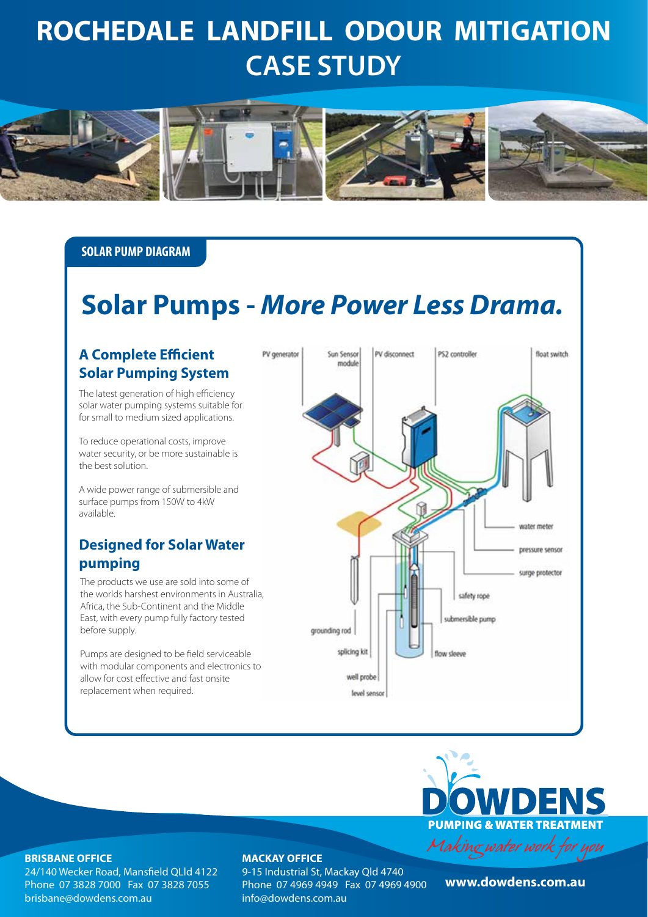# ROCHEDALE LANDFILL ODOUR MITIGATION CASE STUDY

**SOLAR PUMP DIAGRAM**

## Solar Pumps - *More Power Less Drama.*

### A Complete Efficient Solar Pumping System

The latest generation of high efficiency solar water pumping systems suitable for for small to medium sized applications.

To reduce operational costs, improve water security, or be more sustainable is the best solution.

A wide power range of submersible and surface pumps from 150W to 4kW available.

### Designed for Solar Water pumping

The products we use are sold into some of the worlds harshest environments in Australia, Africa, the Sub-Continent and the Middle East, with every pump fully factory tested before supply.

Pumps are designed to be field serviceable with modular components and electronics to allow for cost effective and fast onsite replacement when required.

PV generator
Sun Sensor module
PV disconnect
PS2 controller
float switch
water meter
pressure sensor
surge protector
safety rope
submersible pump
grounding rod
splicing kit
flow sleeve
well probe
level sensor

DOWDENS
PUMPING & WATER TREATMENT
*Making water work for you*

**BRISBANE OFFICE**
24/140 Wecker Road, Mansfield QLld 4122
Phone 07 3828 7000 Fax 07 3828 7055
brisbane@dowdens.com.au

**MACKAY OFFICE**
9-15 Industrial St, Mackay Qld 4740
Phone 07 4969 4949 Fax 07 4969 4900
info@dowdens.com.au

**www.dowdens.com.au**